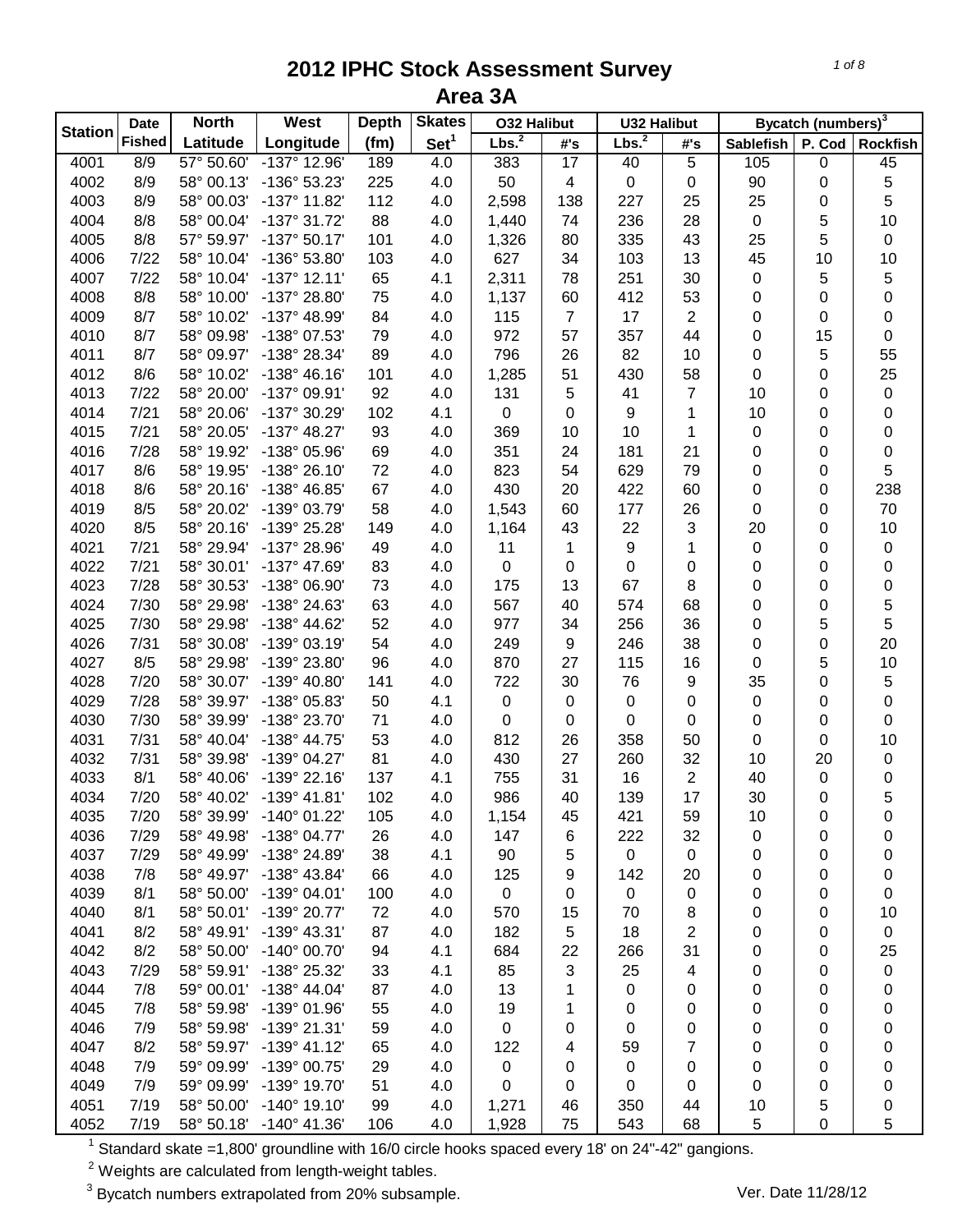# 2012 IPHC Stock Assessment Survey

## Area 3A

| Station | Date Fished | North Latitude | West Longitude | Depth (fm) | Skates Set[1] | O32 Halibut | | U32 Halibut | | Bycatch (numbers)[3] | | |
|---|---|---|---|---|---|---|---|---|---|---|---|---|
| | | | | | | Lbs.[2] | #'s | Lbs.[2] | #'s | Sablefish | P. Cod | Rockfish |
| 4001 | 8/9 | 57° 50.60' | -137° 12.96' | 189 | 4.0 | 383 | 17 | 40 | 5 | 105 | 0 | 45 |
| 4002 | 8/9 | 58° 00.13' | -136° 53.23' | 225 | 4.0 | 50 | 4 | 0 | 0 | 90 | 0 | 5 |
| 4003 | 8/9 | 58° 00.03' | -137° 11.82' | 112 | 4.0 | 2,598 | 138 | 227 | 25 | 25 | 0 | 5 |
| 4004 | 8/8 | 58° 00.04' | -137° 31.72' | 88 | 4.0 | 1,440 | 74 | 236 | 28 | 0 | 5 | 10 |
| 4005 | 8/8 | 57° 59.97' | -137° 50.17' | 101 | 4.0 | 1,326 | 80 | 335 | 43 | 25 | 5 | 0 |
| 4006 | 7/22 | 58° 10.04' | -136° 53.80' | 103 | 4.0 | 627 | 34 | 103 | 13 | 45 | 10 | 10 |
| 4007 | 7/22 | 58° 10.04' | -137° 12.11' | 65 | 4.1 | 2,311 | 78 | 251 | 30 | 0 | 5 | 5 |
| 4008 | 8/8 | 58° 10.00' | -137° 28.80' | 75 | 4.0 | 1,137 | 60 | 412 | 53 | 0 | 0 | 0 |
| 4009 | 8/7 | 58° 10.02' | -137° 48.99' | 84 | 4.0 | 115 | 7 | 17 | 2 | 0 | 0 | 0 |
| 4010 | 8/7 | 58° 09.98' | -138° 07.53' | 79 | 4.0 | 972 | 57 | 357 | 44 | 0 | 15 | 0 |
| 4011 | 8/7 | 58° 09.97' | -138° 28.34' | 89 | 4.0 | 796 | 26 | 82 | 10 | 0 | 5 | 55 |
| 4012 | 8/6 | 58° 10.02' | -138° 46.16' | 101 | 4.0 | 1,285 | 51 | 430 | 58 | 0 | 0 | 25 |
| 4013 | 7/22 | 58° 20.00' | -137° 09.91' | 92 | 4.0 | 131 | 5 | 41 | 7 | 10 | 0 | 0 |
| 4014 | 7/21 | 58° 20.06' | -137° 30.29' | 102 | 4.1 | 0 | 0 | 9 | 1 | 10 | 0 | 0 |
| 4015 | 7/21 | 58° 20.05' | -137° 48.27' | 93 | 4.0 | 369 | 10 | 10 | 1 | 0 | 0 | 0 |
| 4016 | 7/28 | 58° 19.92' | -138° 05.96' | 69 | 4.0 | 351 | 24 | 181 | 21 | 0 | 0 | 0 |
| 4017 | 8/6 | 58° 19.95' | -138° 26.10' | 72 | 4.0 | 823 | 54 | 629 | 79 | 0 | 0 | 5 |
| 4018 | 8/6 | 58° 20.16' | -138° 46.85' | 67 | 4.0 | 430 | 20 | 422 | 60 | 0 | 0 | 238 |
| 4019 | 8/5 | 58° 20.02' | -139° 03.79' | 58 | 4.0 | 1,543 | 60 | 177 | 26 | 0 | 0 | 70 |
| 4020 | 8/5 | 58° 20.16' | -139° 25.28' | 149 | 4.0 | 1,164 | 43 | 22 | 3 | 20 | 0 | 10 |
| 4021 | 7/21 | 58° 29.94' | -137° 28.96' | 49 | 4.0 | 11 | 1 | 9 | 1 | 0 | 0 | 0 |
| 4022 | 7/21 | 58° 30.01' | -137° 47.69' | 83 | 4.0 | 0 | 0 | 0 | 0 | 0 | 0 | 0 |
| 4023 | 7/28 | 58° 30.53' | -138° 06.90' | 73 | 4.0 | 175 | 13 | 67 | 8 | 0 | 0 | 0 |
| 4024 | 7/30 | 58° 29.98' | -138° 24.63' | 63 | 4.0 | 567 | 40 | 574 | 68 | 0 | 0 | 5 |
| 4025 | 7/30 | 58° 29.98' | -138° 44.62' | 52 | 4.0 | 977 | 34 | 256 | 36 | 0 | 5 | 5 |
| 4026 | 7/31 | 58° 30.08' | -139° 03.19' | 54 | 4.0 | 249 | 9 | 246 | 38 | 0 | 0 | 20 |
| 4027 | 8/5 | 58° 29.98' | -139° 23.80' | 96 | 4.0 | 870 | 27 | 115 | 16 | 0 | 5 | 10 |
| 4028 | 7/20 | 58° 30.07' | -139° 40.80' | 141 | 4.0 | 722 | 30 | 76 | 9 | 35 | 0 | 5 |
| 4029 | 7/28 | 58° 39.97' | -138° 05.83' | 50 | 4.1 | 0 | 0 | 0 | 0 | 0 | 0 | 0 |
| 4030 | 7/30 | 58° 39.99' | -138° 23.70' | 71 | 4.0 | 0 | 0 | 0 | 0 | 0 | 0 | 0 |
| 4031 | 7/31 | 58° 40.04' | -138° 44.75' | 53 | 4.0 | 812 | 26 | 358 | 50 | 0 | 0 | 10 |
| 4032 | 7/31 | 58° 39.98' | -139° 04.27' | 81 | 4.0 | 430 | 27 | 260 | 32 | 10 | 20 | 0 |
| 4033 | 8/1 | 58° 40.06' | -139° 22.16' | 137 | 4.1 | 755 | 31 | 16 | 2 | 40 | 0 | 0 |
| 4034 | 7/20 | 58° 40.02' | -139° 41.81' | 102 | 4.0 | 986 | 40 | 139 | 17 | 30 | 0 | 5 |
| 4035 | 7/20 | 58° 39.99' | -140° 01.22' | 105 | 4.0 | 1,154 | 45 | 421 | 59 | 10 | 0 | 0 |
| 4036 | 7/29 | 58° 49.98' | -138° 04.77' | 26 | 4.0 | 147 | 6 | 222 | 32 | 0 | 0 | 0 |
| 4037 | 7/29 | 58° 49.99' | -138° 24.89' | 38 | 4.1 | 90 | 5 | 0 | 0 | 0 | 0 | 0 |
| 4038 | 7/8 | 58° 49.97' | -138° 43.84' | 66 | 4.0 | 125 | 9 | 142 | 20 | 0 | 0 | 0 |
| 4039 | 8/1 | 58° 50.00' | -139° 04.01' | 100 | 4.0 | 0 | 0 | 0 | 0 | 0 | 0 | 0 |
| 4040 | 8/1 | 58° 50.01' | -139° 20.77' | 72 | 4.0 | 570 | 15 | 70 | 8 | 0 | 0 | 10 |
| 4041 | 8/2 | 58° 49.91' | -139° 43.31' | 87 | 4.0 | 182 | 5 | 18 | 2 | 0 | 0 | 0 |
| 4042 | 8/2 | 58° 50.00' | -140° 00.70' | 94 | 4.1 | 684 | 22 | 266 | 31 | 0 | 0 | 25 |
| 4043 | 7/29 | 58° 59.91' | -138° 25.32' | 33 | 4.1 | 85 | 3 | 25 | 4 | 0 | 0 | 0 |
| 4044 | 7/8 | 59° 00.01' | -138° 44.04' | 87 | 4.0 | 13 | 1 | 0 | 0 | 0 | 0 | 0 |
| 4045 | 7/8 | 58° 59.98' | -139° 01.96' | 55 | 4.0 | 19 | 1 | 0 | 0 | 0 | 0 | 0 |
| 4046 | 7/9 | 58° 59.98' | -139° 21.31' | 59 | 4.0 | 0 | 0 | 0 | 0 | 0 | 0 | 0 |
| 4047 | 8/2 | 58° 59.97' | -139° 41.12' | 65 | 4.0 | 122 | 4 | 59 | 7 | 0 | 0 | 0 |
| 4048 | 7/9 | 59° 09.99' | -139° 00.75' | 29 | 4.0 | 0 | 0 | 0 | 0 | 0 | 0 | 0 |
| 4049 | 7/9 | 59° 09.99' | -139° 19.70' | 51 | 4.0 | 0 | 0 | 0 | 0 | 0 | 0 | 0 |
| 4051 | 7/19 | 58° 50.00' | -140° 19.10' | 99 | 4.0 | 1,271 | 46 | 350 | 44 | 10 | 5 | 0 |
| 4052 | 7/19 | 58° 50.18' | -140° 41.36' | 106 | 4.0 | 1,928 | 75 | 543 | 68 | 5 | 0 | 5 |

[1] Standard skate =1,800' groundline with 16/0 circle hooks spaced every 18' on 24"-42" gangions.

[2] Weights are calculated from length-weight tables.

[3] Bycatch numbers extrapolated from 20% subsample.

Ver. Date 11/28/12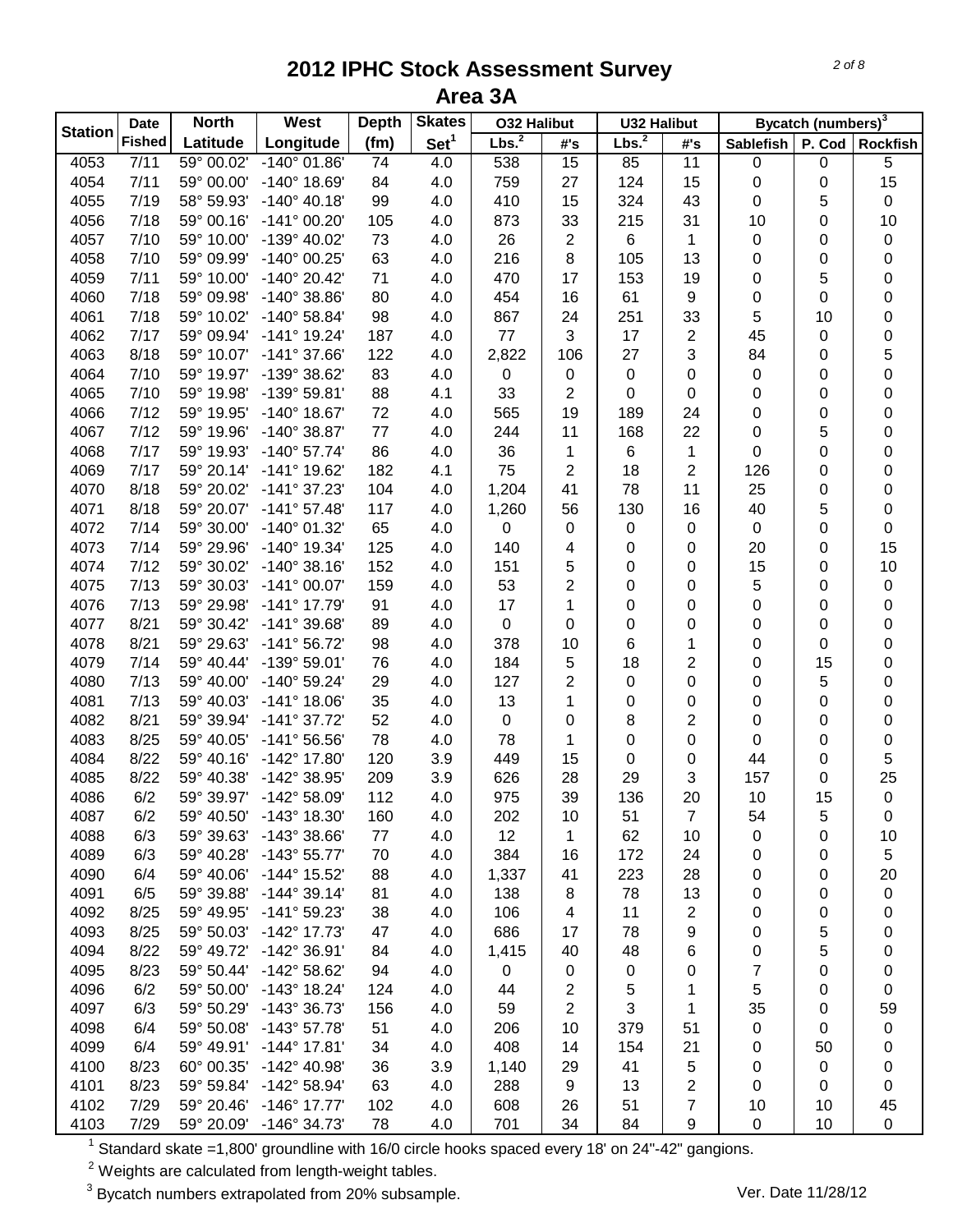# 2012 IPHC Stock Assessment Survey

## Area 3A

| Station | Date Fished | North Latitude | West Longitude | Depth (fm) | Skates Set[1] | O32 Halibut | | U32 Halibut | | Bycatch (numbers)[3] | | |
|---|---|---|---|---|---|---|---|---|---|---|---|---|
| | | | | | | Lbs.[2] | #'s | Lbs.[2] | #'s | Sablefish | P. Cod | Rockfish |
| 4053 | 7/11 | 59° 00.02' | -140° 01.86' | 74 | 4.0 | 538 | 15 | 85 | 11 | 0 | 0 | 5 |
| 4054 | 7/11 | 59° 00.00' | -140° 18.69' | 84 | 4.0 | 759 | 27 | 124 | 15 | 0 | 0 | 15 |
| 4055 | 7/19 | 58° 59.93' | -140° 40.18' | 99 | 4.0 | 410 | 15 | 324 | 43 | 0 | 5 | 0 |
| 4056 | 7/18 | 59° 00.16' | -141° 00.20' | 105 | 4.0 | 873 | 33 | 215 | 31 | 10 | 0 | 10 |
| 4057 | 7/10 | 59° 10.00' | -139° 40.02' | 73 | 4.0 | 26 | 2 | 6 | 1 | 0 | 0 | 0 |
| 4058 | 7/10 | 59° 09.99' | -140° 00.25' | 63 | 4.0 | 216 | 8 | 105 | 13 | 0 | 0 | 0 |
| 4059 | 7/11 | 59° 10.00' | -140° 20.42' | 71 | 4.0 | 470 | 17 | 153 | 19 | 0 | 5 | 0 |
| 4060 | 7/18 | 59° 09.98' | -140° 38.86' | 80 | 4.0 | 454 | 16 | 61 | 9 | 0 | 0 | 0 |
| 4061 | 7/18 | 59° 10.02' | -140° 58.84' | 98 | 4.0 | 867 | 24 | 251 | 33 | 5 | 10 | 0 |
| 4062 | 7/17 | 59° 09.94' | -141° 19.24' | 187 | 4.0 | 77 | 3 | 17 | 2 | 45 | 0 | 0 |
| 4063 | 8/18 | 59° 10.07' | -141° 37.66' | 122 | 4.0 | 2,822 | 106 | 27 | 3 | 84 | 0 | 5 |
| 4064 | 7/10 | 59° 19.97' | -139° 38.62' | 83 | 4.0 | 0 | 0 | 0 | 0 | 0 | 0 | 0 |
| 4065 | 7/10 | 59° 19.98' | -139° 59.81' | 88 | 4.1 | 33 | 2 | 0 | 0 | 0 | 0 | 0 |
| 4066 | 7/12 | 59° 19.95' | -140° 18.67' | 72 | 4.0 | 565 | 19 | 189 | 24 | 0 | 0 | 0 |
| 4067 | 7/12 | 59° 19.96' | -140° 38.87' | 77 | 4.0 | 244 | 11 | 168 | 22 | 0 | 5 | 0 |
| 4068 | 7/17 | 59° 19.93' | -140° 57.74' | 86 | 4.0 | 36 | 1 | 6 | 1 | 0 | 0 | 0 |
| 4069 | 7/17 | 59° 20.14' | -141° 19.62' | 182 | 4.1 | 75 | 2 | 18 | 2 | 126 | 0 | 0 |
| 4070 | 8/18 | 59° 20.02' | -141° 37.23' | 104 | 4.0 | 1,204 | 41 | 78 | 11 | 25 | 0 | 0 |
| 4071 | 8/18 | 59° 20.07' | -141° 57.48' | 117 | 4.0 | 1,260 | 56 | 130 | 16 | 40 | 5 | 0 |
| 4072 | 7/14 | 59° 30.00' | -140° 01.32' | 65 | 4.0 | 0 | 0 | 0 | 0 | 0 | 0 | 0 |
| 4073 | 7/14 | 59° 29.96' | -140° 19.34' | 125 | 4.0 | 140 | 4 | 0 | 0 | 20 | 0 | 15 |
| 4074 | 7/12 | 59° 30.02' | -140° 38.16' | 152 | 4.0 | 151 | 5 | 0 | 0 | 15 | 0 | 10 |
| 4075 | 7/13 | 59° 30.03' | -141° 00.07' | 159 | 4.0 | 53 | 2 | 0 | 0 | 5 | 0 | 0 |
| 4076 | 7/13 | 59° 29.98' | -141° 17.79' | 91 | 4.0 | 17 | 1 | 0 | 0 | 0 | 0 | 0 |
| 4077 | 8/21 | 59° 30.42' | -141° 39.68' | 89 | 4.0 | 0 | 0 | 0 | 0 | 0 | 0 | 0 |
| 4078 | 8/21 | 59° 29.63' | -141° 56.72' | 98 | 4.0 | 378 | 10 | 6 | 1 | 0 | 0 | 0 |
| 4079 | 7/14 | 59° 40.44' | -139° 59.01' | 76 | 4.0 | 184 | 5 | 18 | 2 | 0 | 15 | 0 |
| 4080 | 7/13 | 59° 40.00' | -140° 59.24' | 29 | 4.0 | 127 | 2 | 0 | 0 | 0 | 5 | 0 |
| 4081 | 7/13 | 59° 40.03' | -141° 18.06' | 35 | 4.0 | 13 | 1 | 0 | 0 | 0 | 0 | 0 |
| 4082 | 8/21 | 59° 39.94' | -141° 37.72' | 52 | 4.0 | 0 | 0 | 8 | 2 | 0 | 0 | 0 |
| 4083 | 8/25 | 59° 40.05' | -141° 56.56' | 78 | 4.0 | 78 | 1 | 0 | 0 | 0 | 0 | 0 |
| 4084 | 8/22 | 59° 40.16' | -142° 17.80' | 120 | 3.9 | 449 | 15 | 0 | 0 | 44 | 0 | 5 |
| 4085 | 8/22 | 59° 40.38' | -142° 38.95' | 209 | 3.9 | 626 | 28 | 29 | 3 | 157 | 0 | 25 |
| 4086 | 6/2 | 59° 39.97' | -142° 58.09' | 112 | 4.0 | 975 | 39 | 136 | 20 | 10 | 15 | 0 |
| 4087 | 6/2 | 59° 40.50' | -143° 18.30' | 160 | 4.0 | 202 | 10 | 51 | 7 | 54 | 5 | 0 |
| 4088 | 6/3 | 59° 39.63' | -143° 38.66' | 77 | 4.0 | 12 | 1 | 62 | 10 | 0 | 0 | 10 |
| 4089 | 6/3 | 59° 40.28' | -143° 55.77' | 70 | 4.0 | 384 | 16 | 172 | 24 | 0 | 0 | 5 |
| 4090 | 6/4 | 59° 40.06' | -144° 15.52' | 88 | 4.0 | 1,337 | 41 | 223 | 28 | 0 | 0 | 20 |
| 4091 | 6/5 | 59° 39.88' | -144° 39.14' | 81 | 4.0 | 138 | 8 | 78 | 13 | 0 | 0 | 0 |
| 4092 | 8/25 | 59° 49.95' | -141° 59.23' | 38 | 4.0 | 106 | 4 | 11 | 2 | 0 | 0 | 0 |
| 4093 | 8/25 | 59° 50.03' | -142° 17.73' | 47 | 4.0 | 686 | 17 | 78 | 9 | 0 | 5 | 0 |
| 4094 | 8/22 | 59° 49.72' | -142° 36.91' | 84 | 4.0 | 1,415 | 40 | 48 | 6 | 0 | 5 | 0 |
| 4095 | 8/23 | 59° 50.44' | -142° 58.62' | 94 | 4.0 | 0 | 0 | 0 | 0 | 7 | 0 | 0 |
| 4096 | 6/2 | 59° 50.00' | -143° 18.24' | 124 | 4.0 | 44 | 2 | 5 | 1 | 5 | 0 | 0 |
| 4097 | 6/3 | 59° 50.29' | -143° 36.73' | 156 | 4.0 | 59 | 2 | 3 | 1 | 35 | 0 | 59 |
| 4098 | 6/4 | 59° 50.08' | -143° 57.78' | 51 | 4.0 | 206 | 10 | 379 | 51 | 0 | 0 | 0 |
| 4099 | 6/4 | 59° 49.91' | -144° 17.81' | 34 | 4.0 | 408 | 14 | 154 | 21 | 0 | 50 | 0 |
| 4100 | 8/23 | 60° 00.35' | -142° 40.98' | 36 | 3.9 | 1,140 | 29 | 41 | 5 | 0 | 0 | 0 |
| 4101 | 8/23 | 59° 59.84' | -142° 58.94' | 63 | 4.0 | 288 | 9 | 13 | 2 | 0 | 0 | 0 |
| 4102 | 7/29 | 59° 20.46' | -146° 17.77' | 102 | 4.0 | 608 | 26 | 51 | 7 | 10 | 10 | 45 |
| 4103 | 7/29 | 59° 20.09' | -146° 34.73' | 78 | 4.0 | 701 | 34 | 84 | 9 | 0 | 10 | 0 |

[1] Standard skate =1,800' groundline with 16/0 circle hooks spaced every 18' on 24"-42" gangions.

[2] Weights are calculated from length-weight tables.

[3] Bycatch numbers extrapolated from 20% subsample.

Ver. Date 11/28/12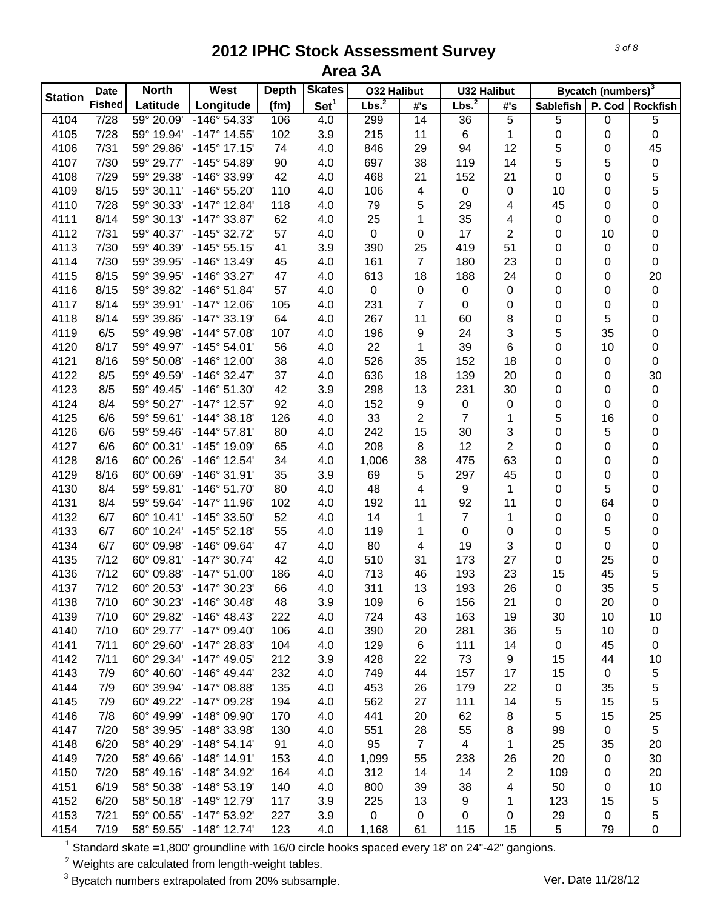# 2012 IPHC Stock Assessment Survey

## Area 3A

| Station | Date Fished | North Latitude | West Longitude | Depth (fm) | Skates Set[1] | O32 Halibut Lbs.[2] | O32 Halibut #'s | U32 Halibut Lbs.[2] | U32 Halibut #'s | Bycatch (numbers)[3] Sablefish | P. Cod | Rockfish |
|---|---|---|---|---|---|---|---|---|---|---|---|---|
| 4104 | 7/28 | 59° 20.09' | -146° 54.33' | 106 | 4.0 | 299 | 14 | 36 | 5 | 5 | 0 | 5 |
| 4105 | 7/28 | 59° 19.94' | -147° 14.55' | 102 | 3.9 | 215 | 11 | 6 | 1 | 0 | 0 | 0 |
| 4106 | 7/31 | 59° 29.86' | -145° 17.15' | 74 | 4.0 | 846 | 29 | 94 | 12 | 5 | 0 | 45 |
| 4107 | 7/30 | 59° 29.77' | -145° 54.89' | 90 | 4.0 | 697 | 38 | 119 | 14 | 5 | 5 | 0 |
| 4108 | 7/29 | 59° 29.38' | -146° 33.99' | 42 | 4.0 | 468 | 21 | 152 | 21 | 0 | 0 | 5 |
| 4109 | 8/15 | 59° 30.11' | -146° 55.20' | 110 | 4.0 | 106 | 4 | 0 | 0 | 10 | 0 | 5 |
| 4110 | 7/28 | 59° 30.33' | -147° 12.84' | 118 | 4.0 | 79 | 5 | 29 | 4 | 45 | 0 | 0 |
| 4111 | 8/14 | 59° 30.13' | -147° 33.87' | 62 | 4.0 | 25 | 1 | 35 | 4 | 0 | 0 | 0 |
| 4112 | 7/31 | 59° 40.37' | -145° 32.72' | 57 | 4.0 | 0 | 0 | 17 | 2 | 0 | 10 | 0 |
| 4113 | 7/30 | 59° 40.39' | -145° 55.15' | 41 | 3.9 | 390 | 25 | 419 | 51 | 0 | 0 | 0 |
| 4114 | 7/30 | 59° 39.95' | -146° 13.49' | 45 | 4.0 | 161 | 7 | 180 | 23 | 0 | 0 | 0 |
| 4115 | 8/15 | 59° 39.95' | -146° 33.27' | 47 | 4.0 | 613 | 18 | 188 | 24 | 0 | 0 | 20 |
| 4116 | 8/15 | 59° 39.82' | -146° 51.84' | 57 | 4.0 | 0 | 0 | 0 | 0 | 0 | 0 | 0 |
| 4117 | 8/14 | 59° 39.91' | -147° 12.06' | 105 | 4.0 | 231 | 7 | 0 | 0 | 0 | 0 | 0 |
| 4118 | 8/14 | 59° 39.86' | -147° 33.19' | 64 | 4.0 | 267 | 11 | 60 | 8 | 0 | 5 | 0 |
| 4119 | 6/5 | 59° 49.98' | -144° 57.08' | 107 | 4.0 | 196 | 9 | 24 | 3 | 5 | 35 | 0 |
| 4120 | 8/17 | 59° 49.97' | -145° 54.01' | 56 | 4.0 | 22 | 1 | 39 | 6 | 0 | 10 | 0 |
| 4121 | 8/16 | 59° 50.08' | -146° 12.00' | 38 | 4.0 | 526 | 35 | 152 | 18 | 0 | 0 | 0 |
| 4122 | 8/5 | 59° 49.59' | -146° 32.47' | 37 | 4.0 | 636 | 18 | 139 | 20 | 0 | 0 | 30 |
| 4123 | 8/5 | 59° 49.45' | -146° 51.30' | 42 | 3.9 | 298 | 13 | 231 | 30 | 0 | 0 | 0 |
| 4124 | 8/4 | 59° 50.27' | -147° 12.57' | 92 | 4.0 | 152 | 9 | 0 | 0 | 0 | 0 | 0 |
| 4125 | 6/6 | 59° 59.61' | -144° 38.18' | 126 | 4.0 | 33 | 2 | 7 | 1 | 5 | 16 | 0 |
| 4126 | 6/6 | 59° 59.46' | -144° 57.81' | 80 | 4.0 | 242 | 15 | 30 | 3 | 0 | 5 | 0 |
| 4127 | 6/6 | 60° 00.31' | -145° 19.09' | 65 | 4.0 | 208 | 8 | 12 | 2 | 0 | 0 | 0 |
| 4128 | 8/16 | 60° 00.26' | -146° 12.54' | 34 | 4.0 | 1,006 | 38 | 475 | 63 | 0 | 0 | 0 |
| 4129 | 8/16 | 60° 00.69' | -146° 31.91' | 35 | 3.9 | 69 | 5 | 297 | 45 | 0 | 0 | 0 |
| 4130 | 8/4 | 59° 59.81' | -146° 51.70' | 80 | 4.0 | 48 | 4 | 9 | 1 | 0 | 5 | 0 |
| 4131 | 8/4 | 59° 59.64' | -147° 11.96' | 102 | 4.0 | 192 | 11 | 92 | 11 | 0 | 64 | 0 |
| 4132 | 6/7 | 60° 10.41' | -145° 33.50' | 52 | 4.0 | 14 | 1 | 7 | 1 | 0 | 0 | 0 |
| 4133 | 6/7 | 60° 10.24' | -145° 52.18' | 55 | 4.0 | 119 | 1 | 0 | 0 | 0 | 5 | 0 |
| 4134 | 6/7 | 60° 09.98' | -146° 09.64' | 47 | 4.0 | 80 | 4 | 19 | 3 | 0 | 0 | 0 |
| 4135 | 7/12 | 60° 09.81' | -147° 30.74' | 42 | 4.0 | 510 | 31 | 173 | 27 | 0 | 25 | 0 |
| 4136 | 7/12 | 60° 09.88' | -147° 51.00' | 186 | 4.0 | 713 | 46 | 193 | 23 | 15 | 45 | 5 |
| 4137 | 7/12 | 60° 20.53' | -147° 30.23' | 66 | 4.0 | 311 | 13 | 193 | 26 | 0 | 35 | 5 |
| 4138 | 7/10 | 60° 30.23' | -146° 30.48' | 48 | 3.9 | 109 | 6 | 156 | 21 | 0 | 20 | 0 |
| 4139 | 7/10 | 60° 29.82' | -146° 48.43' | 222 | 4.0 | 724 | 43 | 163 | 19 | 30 | 10 | 10 |
| 4140 | 7/10 | 60° 29.77' | -147° 09.40' | 106 | 4.0 | 390 | 20 | 281 | 36 | 5 | 10 | 0 |
| 4141 | 7/11 | 60° 29.60' | -147° 28.83' | 104 | 4.0 | 129 | 6 | 111 | 14 | 0 | 45 | 0 |
| 4142 | 7/11 | 60° 29.34' | -147° 49.05' | 212 | 3.9 | 428 | 22 | 73 | 9 | 15 | 44 | 10 |
| 4143 | 7/9 | 60° 40.60' | -146° 49.44' | 232 | 4.0 | 749 | 44 | 157 | 17 | 15 | 0 | 5 |
| 4144 | 7/9 | 60° 39.94' | -147° 08.88' | 135 | 4.0 | 453 | 26 | 179 | 22 | 0 | 35 | 5 |
| 4145 | 7/9 | 60° 49.22' | -147° 09.28' | 194 | 4.0 | 562 | 27 | 111 | 14 | 5 | 15 | 5 |
| 4146 | 7/8 | 60° 49.99' | -148° 09.90' | 170 | 4.0 | 441 | 20 | 62 | 8 | 5 | 15 | 25 |
| 4147 | 7/20 | 58° 39.95' | -148° 33.98' | 130 | 4.0 | 551 | 28 | 55 | 8 | 99 | 0 | 5 |
| 4148 | 6/20 | 58° 40.29' | -148° 54.14' | 91 | 4.0 | 95 | 7 | 4 | 1 | 25 | 35 | 20 |
| 4149 | 7/20 | 58° 49.66' | -148° 14.91' | 153 | 4.0 | 1,099 | 55 | 238 | 26 | 20 | 0 | 30 |
| 4150 | 7/20 | 58° 49.16' | -148° 34.92' | 164 | 4.0 | 312 | 14 | 14 | 2 | 109 | 0 | 20 |
| 4151 | 6/19 | 58° 50.38' | -148° 53.19' | 140 | 4.0 | 800 | 39 | 38 | 4 | 50 | 0 | 10 |
| 4152 | 6/20 | 58° 50.18' | -149° 12.79' | 117 | 3.9 | 225 | 13 | 9 | 1 | 123 | 15 | 5 |
| 4153 | 7/21 | 59° 00.55' | -147° 53.92' | 227 | 3.9 | 0 | 0 | 0 | 0 | 29 | 0 | 5 |
| 4154 | 7/19 | 58° 59.55' | -148° 12.74' | 123 | 4.0 | 1,168 | 61 | 115 | 15 | 5 | 79 | 0 |

[1] Standard skate =1,800' groundline with 16/0 circle hooks spaced every 18' on 24"-42" gangions.

[2] Weights are calculated from length-weight tables.

[3] Bycatch numbers extrapolated from 20% subsample.

Ver. Date 11/28/12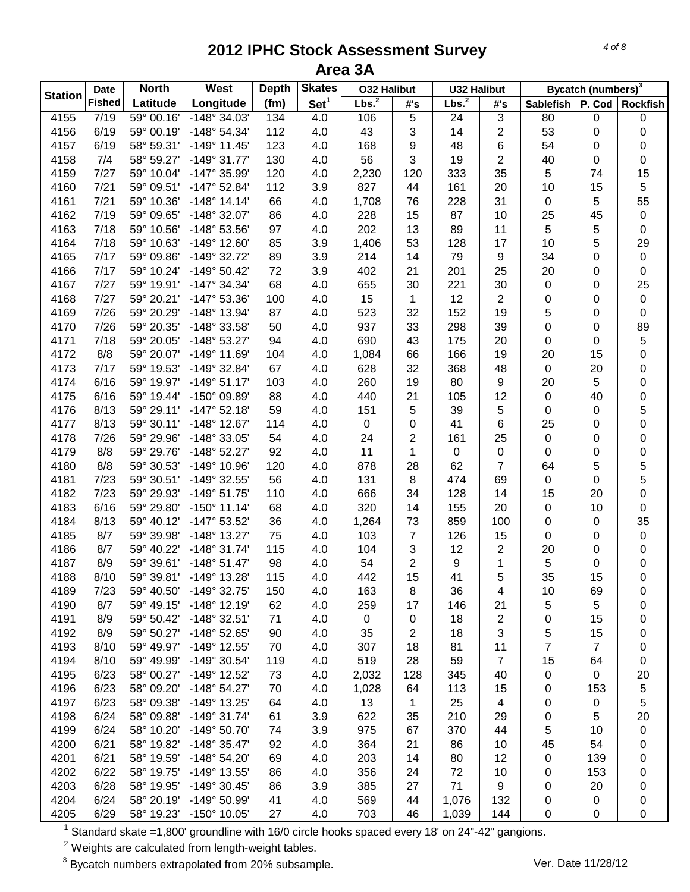# 2012 IPHC Stock Assessment Survey
## Area 3A

| Station | Date Fished | North Latitude | West Longitude | Depth (fm) | Skates Set[1] | O32 Halibut Lbs.[2] | O32 Halibut #'s | U32 Halibut Lbs.[2] | U32 Halibut #'s | Bycatch (numbers)[3] Sablefish | P. Cod | Rockfish |
|---|---|---|---|---|---|---|---|---|---|---|---|---|
| 4155 | 7/19 | 59° 00.16' | -148° 34.03' | 134 | 4.0 | 106 | 5 | 24 | 3 | 80 | 0 | 0 |
| 4156 | 6/19 | 59° 00.19' | -148° 54.34' | 112 | 4.0 | 43 | 3 | 14 | 2 | 53 | 0 | 0 |
| 4157 | 6/19 | 58° 59.31' | -149° 11.45' | 123 | 4.0 | 168 | 9 | 48 | 6 | 54 | 0 | 0 |
| 4158 | 7/4 | 58° 59.27' | -149° 31.77' | 130 | 4.0 | 56 | 3 | 19 | 2 | 40 | 0 | 0 |
| 4159 | 7/27 | 59° 10.04' | -147° 35.99' | 120 | 4.0 | 2,230 | 120 | 333 | 35 | 5 | 74 | 15 |
| 4160 | 7/21 | 59° 09.51' | -147° 52.84' | 112 | 3.9 | 827 | 44 | 161 | 20 | 10 | 15 | 5 |
| 4161 | 7/21 | 59° 10.36' | -148° 14.14' | 66 | 4.0 | 1,708 | 76 | 228 | 31 | 0 | 5 | 55 |
| 4162 | 7/19 | 59° 09.65' | -148° 32.07' | 86 | 4.0 | 228 | 15 | 87 | 10 | 25 | 45 | 0 |
| 4163 | 7/18 | 59° 10.56' | -148° 53.56' | 97 | 4.0 | 202 | 13 | 89 | 11 | 5 | 5 | 0 |
| 4164 | 7/18 | 59° 10.63' | -149° 12.60' | 85 | 3.9 | 1,406 | 53 | 128 | 17 | 10 | 5 | 29 |
| 4165 | 7/17 | 59° 09.86' | -149° 32.72' | 89 | 3.9 | 214 | 14 | 79 | 9 | 34 | 0 | 0 |
| 4166 | 7/17 | 59° 10.24' | -149° 50.42' | 72 | 3.9 | 402 | 21 | 201 | 25 | 20 | 0 | 0 |
| 4167 | 7/27 | 59° 19.91' | -147° 34.34' | 68 | 4.0 | 655 | 30 | 221 | 30 | 0 | 0 | 25 |
| 4168 | 7/27 | 59° 20.21' | -147° 53.36' | 100 | 4.0 | 15 | 1 | 12 | 2 | 0 | 0 | 0 |
| 4169 | 7/26 | 59° 20.29' | -148° 13.94' | 87 | 4.0 | 523 | 32 | 152 | 19 | 5 | 0 | 0 |
| 4170 | 7/26 | 59° 20.35' | -148° 33.58' | 50 | 4.0 | 937 | 33 | 298 | 39 | 0 | 0 | 89 |
| 4171 | 7/18 | 59° 20.05' | -148° 53.27' | 94 | 4.0 | 690 | 43 | 175 | 20 | 0 | 0 | 5 |
| 4172 | 8/8 | 59° 20.07' | -149° 11.69' | 104 | 4.0 | 1,084 | 66 | 166 | 19 | 20 | 15 | 0 |
| 4173 | 7/17 | 59° 19.53' | -149° 32.84' | 67 | 4.0 | 628 | 32 | 368 | 48 | 0 | 20 | 0 |
| 4174 | 6/16 | 59° 19.97' | -149° 51.17' | 103 | 4.0 | 260 | 19 | 80 | 9 | 20 | 5 | 0 |
| 4175 | 6/16 | 59° 19.44' | -150° 09.89' | 88 | 4.0 | 440 | 21 | 105 | 12 | 0 | 40 | 0 |
| 4176 | 8/13 | 59° 29.11' | -147° 52.18' | 59 | 4.0 | 151 | 5 | 39 | 5 | 0 | 0 | 5 |
| 4177 | 8/13 | 59° 30.11' | -148° 12.67' | 114 | 4.0 | 0 | 0 | 41 | 6 | 25 | 0 | 0 |
| 4178 | 7/26 | 59° 29.96' | -148° 33.05' | 54 | 4.0 | 24 | 2 | 161 | 25 | 0 | 0 | 0 |
| 4179 | 8/8 | 59° 29.76' | -148° 52.27' | 92 | 4.0 | 11 | 1 | 0 | 0 | 0 | 0 | 0 |
| 4180 | 8/8 | 59° 30.53' | -149° 10.96' | 120 | 4.0 | 878 | 28 | 62 | 7 | 64 | 5 | 5 |
| 4181 | 7/23 | 59° 30.51' | -149° 32.55' | 56 | 4.0 | 131 | 8 | 474 | 69 | 0 | 0 | 5 |
| 4182 | 7/23 | 59° 29.93' | -149° 51.75' | 110 | 4.0 | 666 | 34 | 128 | 14 | 15 | 20 | 0 |
| 4183 | 6/16 | 59° 29.80' | -150° 11.14' | 68 | 4.0 | 320 | 14 | 155 | 20 | 0 | 10 | 0 |
| 4184 | 8/13 | 59° 40.12' | -147° 53.52' | 36 | 4.0 | 1,264 | 73 | 859 | 100 | 0 | 0 | 35 |
| 4185 | 8/7 | 59° 39.98' | -148° 13.27' | 75 | 4.0 | 103 | 7 | 126 | 15 | 0 | 0 | 0 |
| 4186 | 8/7 | 59° 40.22' | -148° 31.74' | 115 | 4.0 | 104 | 3 | 12 | 2 | 20 | 0 | 0 |
| 4187 | 8/9 | 59° 39.61' | -148° 51.47' | 98 | 4.0 | 54 | 2 | 9 | 1 | 5 | 0 | 0 |
| 4188 | 8/10 | 59° 39.81' | -149° 13.28' | 115 | 4.0 | 442 | 15 | 41 | 5 | 35 | 15 | 0 |
| 4189 | 7/23 | 59° 40.50' | -149° 32.75' | 150 | 4.0 | 163 | 8 | 36 | 4 | 10 | 69 | 0 |
| 4190 | 8/7 | 59° 49.15' | -148° 12.19' | 62 | 4.0 | 259 | 17 | 146 | 21 | 5 | 5 | 0 |
| 4191 | 8/9 | 59° 50.42' | -148° 32.51' | 71 | 4.0 | 0 | 0 | 18 | 2 | 0 | 15 | 0 |
| 4192 | 8/9 | 59° 50.27' | -148° 52.65' | 90 | 4.0 | 35 | 2 | 18 | 3 | 5 | 15 | 0 |
| 4193 | 8/10 | 59° 49.97' | -149° 12.55' | 70 | 4.0 | 307 | 18 | 81 | 11 | 7 | 7 | 0 |
| 4194 | 8/10 | 59° 49.99' | -149° 30.54' | 119 | 4.0 | 519 | 28 | 59 | 7 | 15 | 64 | 0 |
| 4195 | 6/23 | 58° 00.27' | -149° 12.52' | 73 | 4.0 | 2,032 | 128 | 345 | 40 | 0 | 0 | 20 |
| 4196 | 6/23 | 58° 09.20' | -148° 54.27' | 70 | 4.0 | 1,028 | 64 | 113 | 15 | 0 | 153 | 5 |
| 4197 | 6/23 | 58° 09.38' | -149° 13.25' | 64 | 4.0 | 13 | 1 | 25 | 4 | 0 | 0 | 5 |
| 4198 | 6/24 | 58° 09.88' | -149° 31.74' | 61 | 3.9 | 622 | 35 | 210 | 29 | 0 | 5 | 20 |
| 4199 | 6/24 | 58° 10.20' | -149° 50.70' | 74 | 3.9 | 975 | 67 | 370 | 44 | 5 | 10 | 0 |
| 4200 | 6/21 | 58° 19.82' | -148° 35.47' | 92 | 4.0 | 364 | 21 | 86 | 10 | 45 | 54 | 0 |
| 4201 | 6/21 | 58° 19.59' | -148° 54.20' | 69 | 4.0 | 203 | 14 | 80 | 12 | 0 | 139 | 0 |
| 4202 | 6/22 | 58° 19.75' | -149° 13.55' | 86 | 4.0 | 356 | 24 | 72 | 10 | 0 | 153 | 0 |
| 4203 | 6/28 | 58° 19.95' | -149° 30.45' | 86 | 3.9 | 385 | 27 | 71 | 9 | 0 | 20 | 0 |
| 4204 | 6/24 | 58° 20.19' | -149° 50.99' | 41 | 4.0 | 569 | 44 | 1,076 | 132 | 0 | 0 | 0 |
| 4205 | 6/29 | 58° 19.23' | -150° 10.05' | 27 | 4.0 | 703 | 46 | 1,039 | 144 | 0 | 0 | 0 |

[1] Standard skate =1,800' groundline with 16/0 circle hooks spaced every 18' on 24"-42" gangions.

[2] Weights are calculated from length-weight tables.

[3] Bycatch numbers extrapolated from 20% subsample.

Ver. Date 11/28/12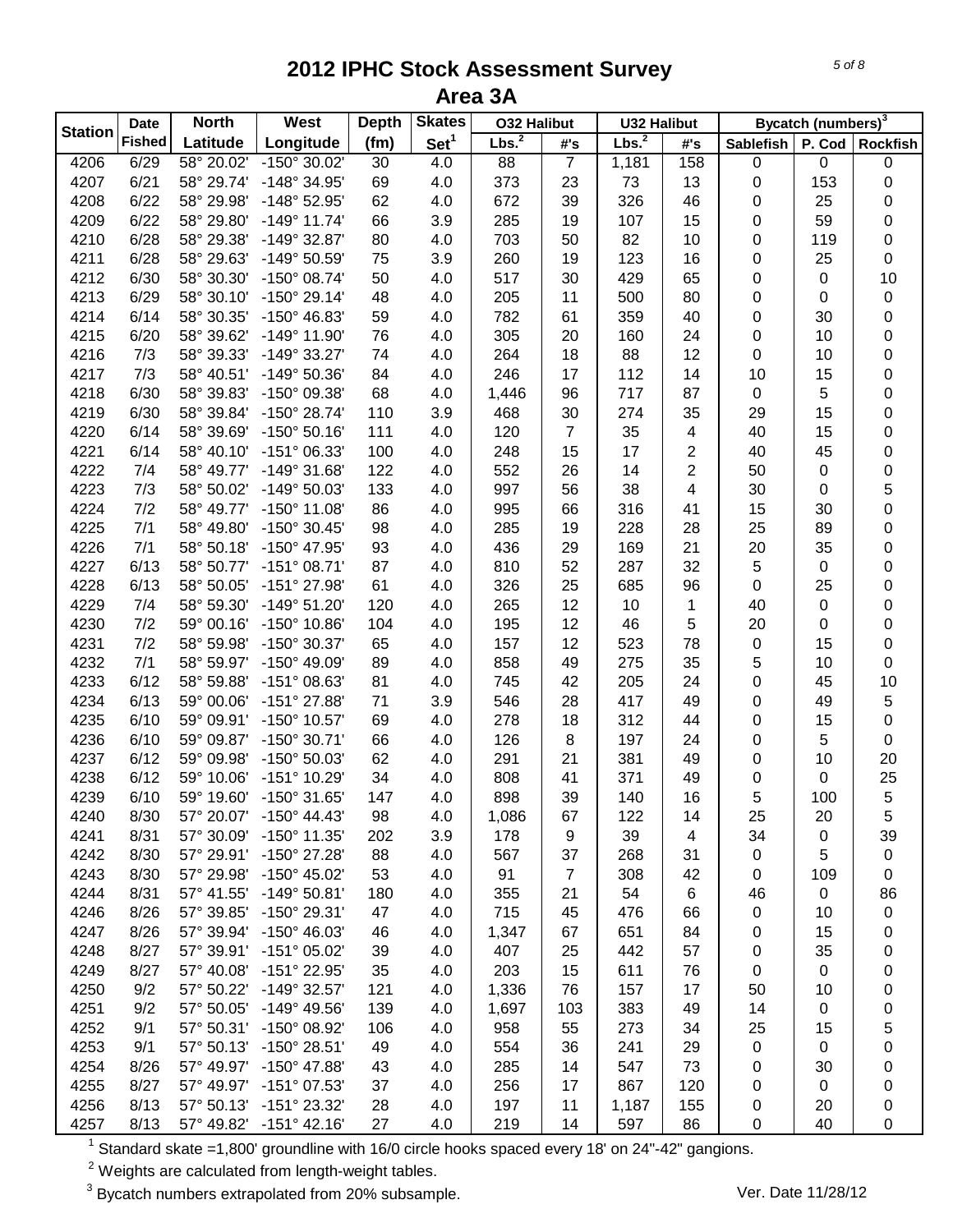# 2012 IPHC Stock Assessment Survey

## Area 3A

| Station | Date Fished | North Latitude | West Longitude | Depth (fm) | Skates Set[1] | O32 Halibut Lbs.[2] | O32 Halibut #'s | U32 Halibut Lbs.[2] | U32 Halibut #'s | Bycatch (numbers)[3] Sablefish | Bycatch (numbers)[3] P. Cod | Bycatch (numbers)[3] Rockfish |
|---|---|---|---|---|---|---|---|---|---|---|---|---|
| 4206 | 6/29 | 58° 20.02' | -150° 30.02' | 30 | 4.0 | 88 | 7 | 1,181 | 158 | 0 | 0 | 0 |
| 4207 | 6/21 | 58° 29.74' | -148° 34.95' | 69 | 4.0 | 373 | 23 | 73 | 13 | 0 | 153 | 0 |
| 4208 | 6/22 | 58° 29.98' | -148° 52.95' | 62 | 4.0 | 672 | 39 | 326 | 46 | 0 | 25 | 0 |
| 4209 | 6/22 | 58° 29.80' | -149° 11.74' | 66 | 3.9 | 285 | 19 | 107 | 15 | 0 | 59 | 0 |
| 4210 | 6/28 | 58° 29.38' | -149° 32.87' | 80 | 4.0 | 703 | 50 | 82 | 10 | 0 | 119 | 0 |
| 4211 | 6/28 | 58° 29.63' | -149° 50.59' | 75 | 3.9 | 260 | 19 | 123 | 16 | 0 | 25 | 0 |
| 4212 | 6/30 | 58° 30.30' | -150° 08.74' | 50 | 4.0 | 517 | 30 | 429 | 65 | 0 | 0 | 10 |
| 4213 | 6/29 | 58° 30.10' | -150° 29.14' | 48 | 4.0 | 205 | 11 | 500 | 80 | 0 | 0 | 0 |
| 4214 | 6/14 | 58° 30.35' | -150° 46.83' | 59 | 4.0 | 782 | 61 | 359 | 40 | 0 | 30 | 0 |
| 4215 | 6/20 | 58° 39.62' | -149° 11.90' | 76 | 4.0 | 305 | 20 | 160 | 24 | 0 | 10 | 0 |
| 4216 | 7/3 | 58° 39.33' | -149° 33.27' | 74 | 4.0 | 264 | 18 | 88 | 12 | 0 | 10 | 0 |
| 4217 | 7/3 | 58° 40.51' | -149° 50.36' | 84 | 4.0 | 246 | 17 | 112 | 14 | 10 | 15 | 0 |
| 4218 | 6/30 | 58° 39.83' | -150° 09.38' | 68 | 4.0 | 1,446 | 96 | 717 | 87 | 0 | 5 | 0 |
| 4219 | 6/30 | 58° 39.84' | -150° 28.74' | 110 | 3.9 | 468 | 30 | 274 | 35 | 29 | 15 | 0 |
| 4220 | 6/14 | 58° 39.69' | -150° 50.16' | 111 | 4.0 | 120 | 7 | 35 | 4 | 40 | 15 | 0 |
| 4221 | 6/14 | 58° 40.10' | -151° 06.33' | 100 | 4.0 | 248 | 15 | 17 | 2 | 40 | 45 | 0 |
| 4222 | 7/4 | 58° 49.77' | -149° 31.68' | 122 | 4.0 | 552 | 26 | 14 | 2 | 50 | 0 | 0 |
| 4223 | 7/3 | 58° 50.02' | -149° 50.03' | 133 | 4.0 | 997 | 56 | 38 | 4 | 30 | 0 | 5 |
| 4224 | 7/2 | 58° 49.77' | -150° 11.08' | 86 | 4.0 | 995 | 66 | 316 | 41 | 15 | 30 | 0 |
| 4225 | 7/1 | 58° 49.80' | -150° 30.45' | 98 | 4.0 | 285 | 19 | 228 | 28 | 25 | 89 | 0 |
| 4226 | 7/1 | 58° 50.18' | -150° 47.95' | 93 | 4.0 | 436 | 29 | 169 | 21 | 20 | 35 | 0 |
| 4227 | 6/13 | 58° 50.77' | -151° 08.71' | 87 | 4.0 | 810 | 52 | 287 | 32 | 5 | 0 | 0 |
| 4228 | 6/13 | 58° 50.05' | -151° 27.98' | 61 | 4.0 | 326 | 25 | 685 | 96 | 0 | 25 | 0 |
| 4229 | 7/4 | 58° 59.30' | -149° 51.20' | 120 | 4.0 | 265 | 12 | 10 | 1 | 40 | 0 | 0 |
| 4230 | 7/2 | 59° 00.16' | -150° 10.86' | 104 | 4.0 | 195 | 12 | 46 | 5 | 20 | 0 | 0 |
| 4231 | 7/2 | 58° 59.98' | -150° 30.37' | 65 | 4.0 | 157 | 12 | 523 | 78 | 0 | 15 | 0 |
| 4232 | 7/1 | 58° 59.97' | -150° 49.09' | 89 | 4.0 | 858 | 49 | 275 | 35 | 5 | 10 | 0 |
| 4233 | 6/12 | 58° 59.88' | -151° 08.63' | 81 | 4.0 | 745 | 42 | 205 | 24 | 0 | 45 | 10 |
| 4234 | 6/13 | 59° 00.06' | -151° 27.88' | 71 | 3.9 | 546 | 28 | 417 | 49 | 0 | 49 | 5 |
| 4235 | 6/10 | 59° 09.91' | -150° 10.57' | 69 | 4.0 | 278 | 18 | 312 | 44 | 0 | 15 | 0 |
| 4236 | 6/10 | 59° 09.87' | -150° 30.71' | 66 | 4.0 | 126 | 8 | 197 | 24 | 0 | 5 | 0 |
| 4237 | 6/12 | 59° 09.98' | -150° 50.03' | 62 | 4.0 | 291 | 21 | 381 | 49 | 0 | 10 | 20 |
| 4238 | 6/12 | 59° 10.06' | -151° 10.29' | 34 | 4.0 | 808 | 41 | 371 | 49 | 0 | 0 | 25 |
| 4239 | 6/10 | 59° 19.60' | -150° 31.65' | 147 | 4.0 | 898 | 39 | 140 | 16 | 5 | 100 | 5 |
| 4240 | 8/30 | 57° 20.07' | -150° 44.43' | 98 | 4.0 | 1,086 | 67 | 122 | 14 | 25 | 20 | 5 |
| 4241 | 8/31 | 57° 30.09' | -150° 11.35' | 202 | 3.9 | 178 | 9 | 39 | 4 | 34 | 0 | 39 |
| 4242 | 8/30 | 57° 29.91' | -150° 27.28' | 88 | 4.0 | 567 | 37 | 268 | 31 | 0 | 5 | 0 |
| 4243 | 8/30 | 57° 29.98' | -150° 45.02' | 53 | 4.0 | 91 | 7 | 308 | 42 | 0 | 109 | 0 |
| 4244 | 8/31 | 57° 41.55' | -149° 50.81' | 180 | 4.0 | 355 | 21 | 54 | 6 | 46 | 0 | 86 |
| 4246 | 8/26 | 57° 39.85' | -150° 29.31' | 47 | 4.0 | 715 | 45 | 476 | 66 | 0 | 10 | 0 |
| 4247 | 8/26 | 57° 39.94' | -150° 46.03' | 46 | 4.0 | 1,347 | 67 | 651 | 84 | 0 | 15 | 0 |
| 4248 | 8/27 | 57° 39.91' | -151° 05.02' | 39 | 4.0 | 407 | 25 | 442 | 57 | 0 | 35 | 0 |
| 4249 | 8/27 | 57° 40.08' | -151° 22.95' | 35 | 4.0 | 203 | 15 | 611 | 76 | 0 | 0 | 0 |
| 4250 | 9/2 | 57° 50.22' | -149° 32.57' | 121 | 4.0 | 1,336 | 76 | 157 | 17 | 50 | 10 | 0 |
| 4251 | 9/2 | 57° 50.05' | -149° 49.56' | 139 | 4.0 | 1,697 | 103 | 383 | 49 | 14 | 0 | 0 |
| 4252 | 9/1 | 57° 50.31' | -150° 08.92' | 106 | 4.0 | 958 | 55 | 273 | 34 | 25 | 15 | 5 |
| 4253 | 9/1 | 57° 50.13' | -150° 28.51' | 49 | 4.0 | 554 | 36 | 241 | 29 | 0 | 0 | 0 |
| 4254 | 8/26 | 57° 49.97' | -150° 47.88' | 43 | 4.0 | 285 | 14 | 547 | 73 | 0 | 30 | 0 |
| 4255 | 8/27 | 57° 49.97' | -151° 07.53' | 37 | 4.0 | 256 | 17 | 867 | 120 | 0 | 0 | 0 |
| 4256 | 8/13 | 57° 50.13' | -151° 23.32' | 28 | 4.0 | 197 | 11 | 1,187 | 155 | 0 | 20 | 0 |
| 4257 | 8/13 | 57° 49.82' | -151° 42.16' | 27 | 4.0 | 219 | 14 | 597 | 86 | 0 | 40 | 0 |

[1] Standard skate =1,800' groundline with 16/0 circle hooks spaced every 18' on 24"-42" gangions.

[2] Weights are calculated from length-weight tables.

[3] Bycatch numbers extrapolated from 20% subsample.

Ver. Date 11/28/12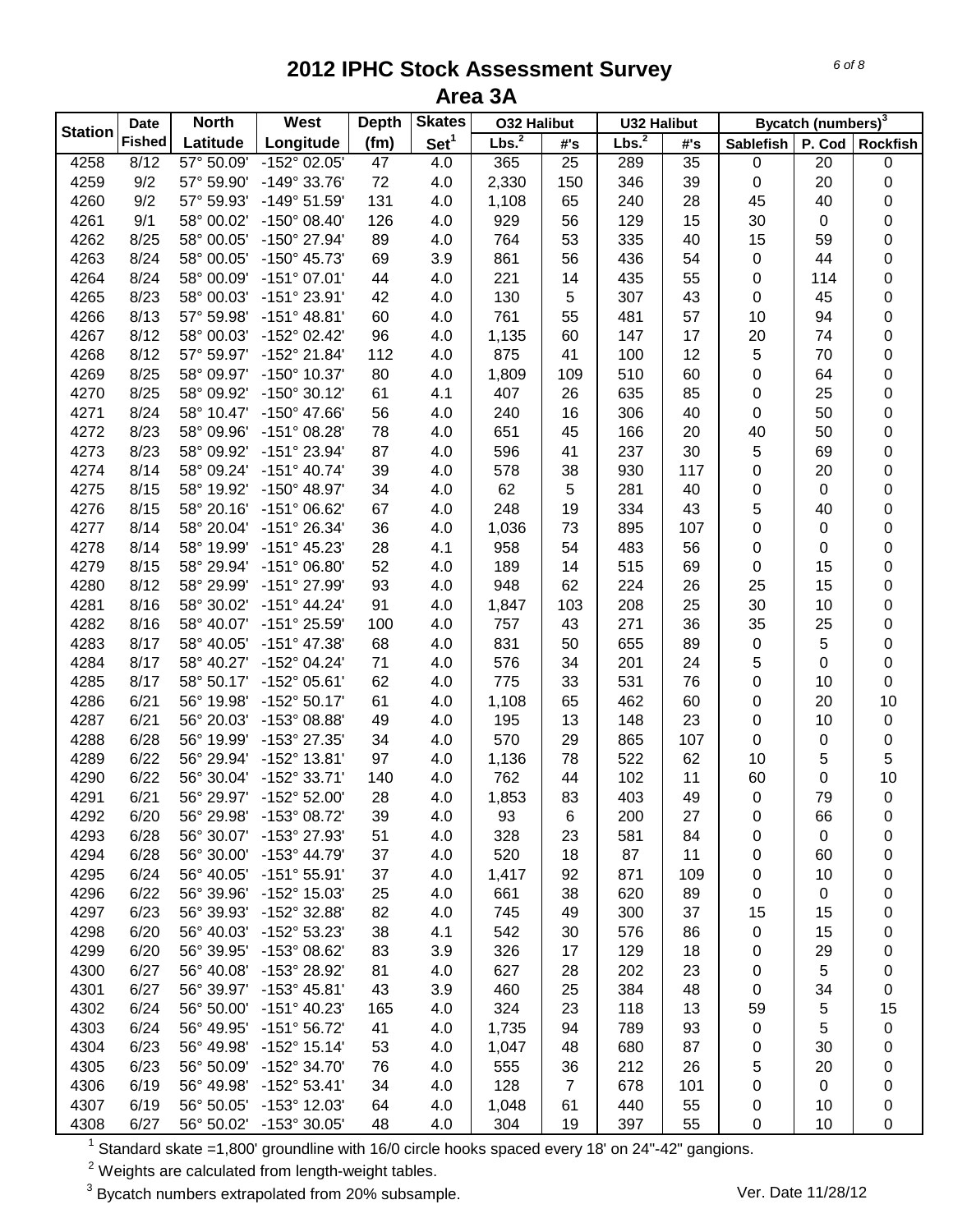# 2012 IPHC Stock Assessment Survey

## Area 3A

| Station | Date Fished | North Latitude | West Longitude | Depth (fm) | Skates Set[1] | O32 Halibut Lbs.[2] | O32 Halibut #'s | U32 Halibut Lbs.[2] | U32 Halibut #'s | Bycatch (numbers)[3] Sablefish | P. Cod | Rockfish |
|---|---|---|---|---|---|---|---|---|---|---|---|---|
| 4258 | 8/12 | 57° 50.09' | -152° 02.05' | 47 | 4.0 | 365 | 25 | 289 | 35 | 0 | 20 | 0 |
| 4259 | 9/2 | 57° 59.90' | -149° 33.76' | 72 | 4.0 | 2,330 | 150 | 346 | 39 | 0 | 20 | 0 |
| 4260 | 9/2 | 57° 59.93' | -149° 51.59' | 131 | 4.0 | 1,108 | 65 | 240 | 28 | 45 | 40 | 0 |
| 4261 | 9/1 | 58° 00.02' | -150° 08.40' | 126 | 4.0 | 929 | 56 | 129 | 15 | 30 | 0 | 0 |
| 4262 | 8/25 | 58° 00.05' | -150° 27.94' | 89 | 4.0 | 764 | 53 | 335 | 40 | 15 | 59 | 0 |
| 4263 | 8/24 | 58° 00.05' | -150° 45.73' | 69 | 3.9 | 861 | 56 | 436 | 54 | 0 | 44 | 0 |
| 4264 | 8/24 | 58° 00.09' | -151° 07.01' | 44 | 4.0 | 221 | 14 | 435 | 55 | 0 | 114 | 0 |
| 4265 | 8/23 | 58° 00.03' | -151° 23.91' | 42 | 4.0 | 130 | 5 | 307 | 43 | 0 | 45 | 0 |
| 4266 | 8/13 | 57° 59.98' | -151° 48.81' | 60 | 4.0 | 761 | 55 | 481 | 57 | 10 | 94 | 0 |
| 4267 | 8/12 | 58° 00.03' | -152° 02.42' | 96 | 4.0 | 1,135 | 60 | 147 | 17 | 20 | 74 | 0 |
| 4268 | 8/12 | 57° 59.97' | -152° 21.84' | 112 | 4.0 | 875 | 41 | 100 | 12 | 5 | 70 | 0 |
| 4269 | 8/25 | 58° 09.97' | -150° 10.37' | 80 | 4.0 | 1,809 | 109 | 510 | 60 | 0 | 64 | 0 |
| 4270 | 8/25 | 58° 09.92' | -150° 30.12' | 61 | 4.1 | 407 | 26 | 635 | 85 | 0 | 25 | 0 |
| 4271 | 8/24 | 58° 10.47' | -150° 47.66' | 56 | 4.0 | 240 | 16 | 306 | 40 | 0 | 50 | 0 |
| 4272 | 8/23 | 58° 09.96' | -151° 08.28' | 78 | 4.0 | 651 | 45 | 166 | 20 | 40 | 50 | 0 |
| 4273 | 8/23 | 58° 09.92' | -151° 23.94' | 87 | 4.0 | 596 | 41 | 237 | 30 | 5 | 69 | 0 |
| 4274 | 8/14 | 58° 09.24' | -151° 40.74' | 39 | 4.0 | 578 | 38 | 930 | 117 | 0 | 20 | 0 |
| 4275 | 8/15 | 58° 19.92' | -150° 48.97' | 34 | 4.0 | 62 | 5 | 281 | 40 | 0 | 0 | 0 |
| 4276 | 8/15 | 58° 20.16' | -151° 06.62' | 67 | 4.0 | 248 | 19 | 334 | 43 | 5 | 40 | 0 |
| 4277 | 8/14 | 58° 20.04' | -151° 26.34' | 36 | 4.0 | 1,036 | 73 | 895 | 107 | 0 | 0 | 0 |
| 4278 | 8/14 | 58° 19.99' | -151° 45.23' | 28 | 4.1 | 958 | 54 | 483 | 56 | 0 | 0 | 0 |
| 4279 | 8/15 | 58° 29.94' | -151° 06.80' | 52 | 4.0 | 189 | 14 | 515 | 69 | 0 | 15 | 0 |
| 4280 | 8/12 | 58° 29.99' | -151° 27.99' | 93 | 4.0 | 948 | 62 | 224 | 26 | 25 | 15 | 0 |
| 4281 | 8/16 | 58° 30.02' | -151° 44.24' | 91 | 4.0 | 1,847 | 103 | 208 | 25 | 30 | 10 | 0 |
| 4282 | 8/16 | 58° 40.07' | -151° 25.59' | 100 | 4.0 | 757 | 43 | 271 | 36 | 35 | 25 | 0 |
| 4283 | 8/17 | 58° 40.05' | -151° 47.38' | 68 | 4.0 | 831 | 50 | 655 | 89 | 0 | 5 | 0 |
| 4284 | 8/17 | 58° 40.27' | -152° 04.24' | 71 | 4.0 | 576 | 34 | 201 | 24 | 5 | 0 | 0 |
| 4285 | 8/17 | 58° 50.17' | -152° 05.61' | 62 | 4.0 | 775 | 33 | 531 | 76 | 0 | 10 | 0 |
| 4286 | 6/21 | 56° 19.98' | -152° 50.17' | 61 | 4.0 | 1,108 | 65 | 462 | 60 | 0 | 20 | 10 |
| 4287 | 6/21 | 56° 20.03' | -153° 08.88' | 49 | 4.0 | 195 | 13 | 148 | 23 | 0 | 10 | 0 |
| 4288 | 6/28 | 56° 19.99' | -153° 27.35' | 34 | 4.0 | 570 | 29 | 865 | 107 | 0 | 0 | 0 |
| 4289 | 6/22 | 56° 29.94' | -152° 13.81' | 97 | 4.0 | 1,136 | 78 | 522 | 62 | 10 | 5 | 5 |
| 4290 | 6/22 | 56° 30.04' | -152° 33.71' | 140 | 4.0 | 762 | 44 | 102 | 11 | 60 | 0 | 10 |
| 4291 | 6/21 | 56° 29.97' | -152° 52.00' | 28 | 4.0 | 1,853 | 83 | 403 | 49 | 0 | 79 | 0 |
| 4292 | 6/20 | 56° 29.98' | -153° 08.72' | 39 | 4.0 | 93 | 6 | 200 | 27 | 0 | 66 | 0 |
| 4293 | 6/28 | 56° 30.07' | -153° 27.93' | 51 | 4.0 | 328 | 23 | 581 | 84 | 0 | 0 | 0 |
| 4294 | 6/28 | 56° 30.00' | -153° 44.79' | 37 | 4.0 | 520 | 18 | 87 | 11 | 0 | 60 | 0 |
| 4295 | 6/24 | 56° 40.05' | -151° 55.91' | 37 | 4.0 | 1,417 | 92 | 871 | 109 | 0 | 10 | 0 |
| 4296 | 6/22 | 56° 39.96' | -152° 15.03' | 25 | 4.0 | 661 | 38 | 620 | 89 | 0 | 0 | 0 |
| 4297 | 6/23 | 56° 39.93' | -152° 32.88' | 82 | 4.0 | 745 | 49 | 300 | 37 | 15 | 15 | 0 |
| 4298 | 6/20 | 56° 40.03' | -152° 53.23' | 38 | 4.1 | 542 | 30 | 576 | 86 | 0 | 15 | 0 |
| 4299 | 6/20 | 56° 39.95' | -153° 08.62' | 83 | 3.9 | 326 | 17 | 129 | 18 | 0 | 29 | 0 |
| 4300 | 6/27 | 56° 40.08' | -153° 28.92' | 81 | 4.0 | 627 | 28 | 202 | 23 | 0 | 5 | 0 |
| 4301 | 6/27 | 56° 39.97' | -153° 45.81' | 43 | 3.9 | 460 | 25 | 384 | 48 | 0 | 34 | 0 |
| 4302 | 6/24 | 56° 50.00' | -151° 40.23' | 165 | 4.0 | 324 | 23 | 118 | 13 | 59 | 5 | 15 |
| 4303 | 6/24 | 56° 49.95' | -151° 56.72' | 41 | 4.0 | 1,735 | 94 | 789 | 93 | 0 | 5 | 0 |
| 4304 | 6/23 | 56° 49.98' | -152° 15.14' | 53 | 4.0 | 1,047 | 48 | 680 | 87 | 0 | 30 | 0 |
| 4305 | 6/23 | 56° 50.09' | -152° 34.70' | 76 | 4.0 | 555 | 36 | 212 | 26 | 5 | 20 | 0 |
| 4306 | 6/19 | 56° 49.98' | -152° 53.41' | 34 | 4.0 | 128 | 7 | 678 | 101 | 0 | 0 | 0 |
| 4307 | 6/19 | 56° 50.05' | -153° 12.03' | 64 | 4.0 | 1,048 | 61 | 440 | 55 | 0 | 10 | 0 |
| 4308 | 6/27 | 56° 50.02' | -153° 30.05' | 48 | 4.0 | 304 | 19 | 397 | 55 | 0 | 10 | 0 |

[1] Standard skate =1,800' groundline with 16/0 circle hooks spaced every 18' on 24"-42" gangions.

[2] Weights are calculated from length-weight tables.

[3] Bycatch numbers extrapolated from 20% subsample.

Ver. Date 11/28/12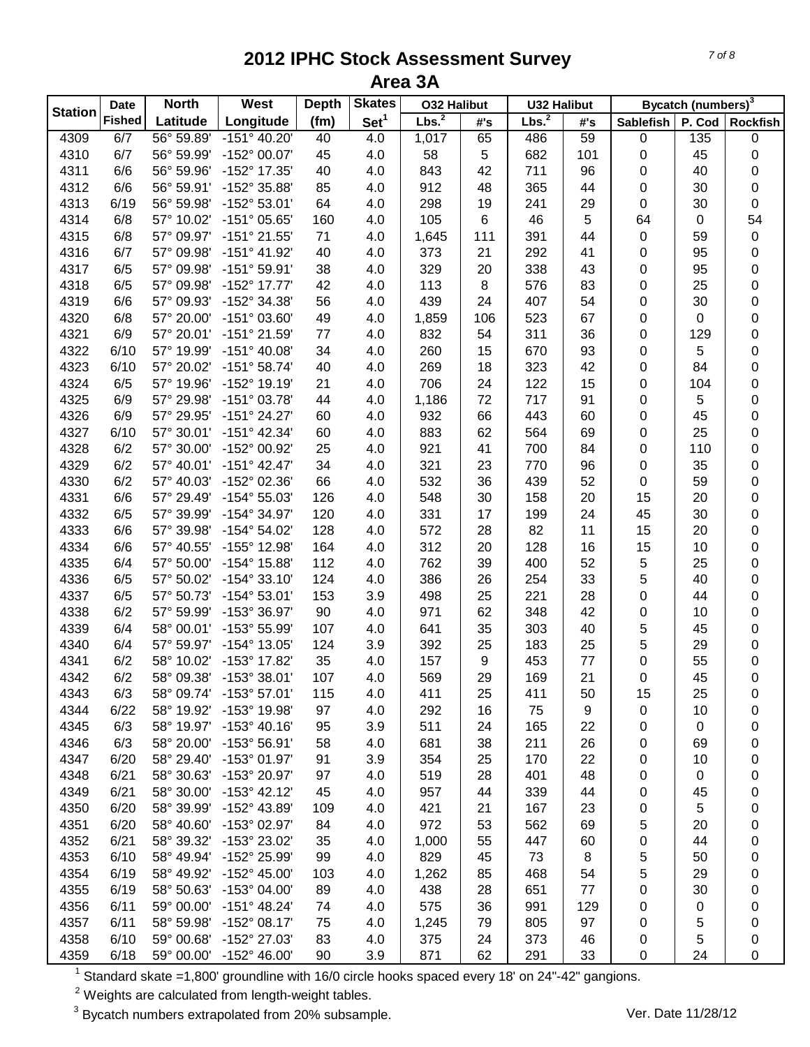# 2012 IPHC Stock Assessment Survey

## Area 3A

| Station | Date Fished | North Latitude | West Longitude | Depth (fm) | Skates Set[1] | O32 Halibut Lbs.[2] | O32 Halibut #'s | U32 Halibut Lbs.[2] | U32 Halibut #'s | Bycatch (numbers)[3] Sablefish | P. Cod | Rockfish |
|---|---|---|---|---|---|---|---|---|---|---|---|---|
| 4309 | 6/7 | 56° 59.89' | -151° 40.20' | 40 | 4.0 | 1,017 | 65 | 486 | 59 | 0 | 135 | 0 |
| 4310 | 6/7 | 56° 59.99' | -152° 00.07' | 45 | 4.0 | 58 | 5 | 682 | 101 | 0 | 45 | 0 |
| 4311 | 6/6 | 56° 59.96' | -152° 17.35' | 40 | 4.0 | 843 | 42 | 711 | 96 | 0 | 40 | 0 |
| 4312 | 6/6 | 56° 59.91' | -152° 35.88' | 85 | 4.0 | 912 | 48 | 365 | 44 | 0 | 30 | 0 |
| 4313 | 6/19 | 56° 59.98' | -152° 53.01' | 64 | 4.0 | 298 | 19 | 241 | 29 | 0 | 30 | 0 |
| 4314 | 6/8 | 57° 10.02' | -151° 05.65' | 160 | 4.0 | 105 | 6 | 46 | 5 | 64 | 0 | 54 |
| 4315 | 6/8 | 57° 09.97' | -151° 21.55' | 71 | 4.0 | 1,645 | 111 | 391 | 44 | 0 | 59 | 0 |
| 4316 | 6/7 | 57° 09.98' | -151° 41.92' | 40 | 4.0 | 373 | 21 | 292 | 41 | 0 | 95 | 0 |
| 4317 | 6/5 | 57° 09.98' | -151° 59.91' | 38 | 4.0 | 329 | 20 | 338 | 43 | 0 | 95 | 0 |
| 4318 | 6/5 | 57° 09.98' | -152° 17.77' | 42 | 4.0 | 113 | 8 | 576 | 83 | 0 | 25 | 0 |
| 4319 | 6/6 | 57° 09.93' | -152° 34.38' | 56 | 4.0 | 439 | 24 | 407 | 54 | 0 | 30 | 0 |
| 4320 | 6/8 | 57° 20.00' | -151° 03.60' | 49 | 4.0 | 1,859 | 106 | 523 | 67 | 0 | 0 | 0 |
| 4321 | 6/9 | 57° 20.01' | -151° 21.59' | 77 | 4.0 | 832 | 54 | 311 | 36 | 0 | 129 | 0 |
| 4322 | 6/10 | 57° 19.99' | -151° 40.08' | 34 | 4.0 | 260 | 15 | 670 | 93 | 0 | 5 | 0 |
| 4323 | 6/10 | 57° 20.02' | -151° 58.74' | 40 | 4.0 | 269 | 18 | 323 | 42 | 0 | 84 | 0 |
| 4324 | 6/5 | 57° 19.96' | -152° 19.19' | 21 | 4.0 | 706 | 24 | 122 | 15 | 0 | 104 | 0 |
| 4325 | 6/9 | 57° 29.98' | -151° 03.78' | 44 | 4.0 | 1,186 | 72 | 717 | 91 | 0 | 5 | 0 |
| 4326 | 6/9 | 57° 29.95' | -151° 24.27' | 60 | 4.0 | 932 | 66 | 443 | 60 | 0 | 45 | 0 |
| 4327 | 6/10 | 57° 30.01' | -151° 42.34' | 60 | 4.0 | 883 | 62 | 564 | 69 | 0 | 25 | 0 |
| 4328 | 6/2 | 57° 30.00' | -152° 00.92' | 25 | 4.0 | 921 | 41 | 700 | 84 | 0 | 110 | 0 |
| 4329 | 6/2 | 57° 40.01' | -151° 42.47' | 34 | 4.0 | 321 | 23 | 770 | 96 | 0 | 35 | 0 |
| 4330 | 6/2 | 57° 40.03' | -152° 02.36' | 66 | 4.0 | 532 | 36 | 439 | 52 | 0 | 59 | 0 |
| 4331 | 6/6 | 57° 29.49' | -154° 55.03' | 126 | 4.0 | 548 | 30 | 158 | 20 | 15 | 20 | 0 |
| 4332 | 6/5 | 57° 39.99' | -154° 34.97' | 120 | 4.0 | 331 | 17 | 199 | 24 | 45 | 30 | 0 |
| 4333 | 6/6 | 57° 39.98' | -154° 54.02' | 128 | 4.0 | 572 | 28 | 82 | 11 | 15 | 20 | 0 |
| 4334 | 6/6 | 57° 40.55' | -155° 12.98' | 164 | 4.0 | 312 | 20 | 128 | 16 | 15 | 10 | 0 |
| 4335 | 6/4 | 57° 50.00' | -154° 15.88' | 112 | 4.0 | 762 | 39 | 400 | 52 | 5 | 25 | 0 |
| 4336 | 6/5 | 57° 50.02' | -154° 33.10' | 124 | 4.0 | 386 | 26 | 254 | 33 | 5 | 40 | 0 |
| 4337 | 6/5 | 57° 50.73' | -154° 53.01' | 153 | 3.9 | 498 | 25 | 221 | 28 | 0 | 44 | 0 |
| 4338 | 6/2 | 57° 59.99' | -153° 36.97' | 90 | 4.0 | 971 | 62 | 348 | 42 | 0 | 10 | 0 |
| 4339 | 6/4 | 58° 00.01' | -153° 55.99' | 107 | 4.0 | 641 | 35 | 303 | 40 | 5 | 45 | 0 |
| 4340 | 6/4 | 57° 59.97' | -154° 13.05' | 124 | 3.9 | 392 | 25 | 183 | 25 | 5 | 29 | 0 |
| 4341 | 6/2 | 58° 10.02' | -153° 17.82' | 35 | 4.0 | 157 | 9 | 453 | 77 | 0 | 55 | 0 |
| 4342 | 6/2 | 58° 09.38' | -153° 38.01' | 107 | 4.0 | 569 | 29 | 169 | 21 | 0 | 45 | 0 |
| 4343 | 6/3 | 58° 09.74' | -153° 57.01' | 115 | 4.0 | 411 | 25 | 411 | 50 | 15 | 25 | 0 |
| 4344 | 6/22 | 58° 19.92' | -153° 19.98' | 97 | 4.0 | 292 | 16 | 75 | 9 | 0 | 10 | 0 |
| 4345 | 6/3 | 58° 19.97' | -153° 40.16' | 95 | 3.9 | 511 | 24 | 165 | 22 | 0 | 0 | 0 |
| 4346 | 6/3 | 58° 20.00' | -153° 56.91' | 58 | 4.0 | 681 | 38 | 211 | 26 | 0 | 69 | 0 |
| 4347 | 6/20 | 58° 29.40' | -153° 01.97' | 91 | 3.9 | 354 | 25 | 170 | 22 | 0 | 10 | 0 |
| 4348 | 6/21 | 58° 30.63' | -153° 20.97' | 97 | 4.0 | 519 | 28 | 401 | 48 | 0 | 0 | 0 |
| 4349 | 6/21 | 58° 30.00' | -153° 42.12' | 45 | 4.0 | 957 | 44 | 339 | 44 | 0 | 45 | 0 |
| 4350 | 6/20 | 58° 39.99' | -152° 43.89' | 109 | 4.0 | 421 | 21 | 167 | 23 | 0 | 5 | 0 |
| 4351 | 6/20 | 58° 40.60' | -153° 02.97' | 84 | 4.0 | 972 | 53 | 562 | 69 | 5 | 20 | 0 |
| 4352 | 6/21 | 58° 39.32' | -153° 23.02' | 35 | 4.0 | 1,000 | 55 | 447 | 60 | 0 | 44 | 0 |
| 4353 | 6/10 | 58° 49.94' | -152° 25.99' | 99 | 4.0 | 829 | 45 | 73 | 8 | 5 | 50 | 0 |
| 4354 | 6/19 | 58° 49.92' | -152° 45.00' | 103 | 4.0 | 1,262 | 85 | 468 | 54 | 5 | 29 | 0 |
| 4355 | 6/19 | 58° 50.63' | -153° 04.00' | 89 | 4.0 | 438 | 28 | 651 | 77 | 0 | 30 | 0 |
| 4356 | 6/11 | 59° 00.00' | -151° 48.24' | 74 | 4.0 | 575 | 36 | 991 | 129 | 0 | 0 | 0 |
| 4357 | 6/11 | 58° 59.98' | -152° 08.17' | 75 | 4.0 | 1,245 | 79 | 805 | 97 | 0 | 5 | 0 |
| 4358 | 6/10 | 59° 00.68' | -152° 27.03' | 83 | 4.0 | 375 | 24 | 373 | 46 | 0 | 5 | 0 |
| 4359 | 6/18 | 59° 00.00' | -152° 46.00' | 90 | 3.9 | 871 | 62 | 291 | 33 | 0 | 24 | 0 |

[1] Standard skate =1,800' groundline with 16/0 circle hooks spaced every 18' on 24"-42" gangions.

[2] Weights are calculated from length-weight tables.

[3] Bycatch numbers extrapolated from 20% subsample.

Ver. Date 11/28/12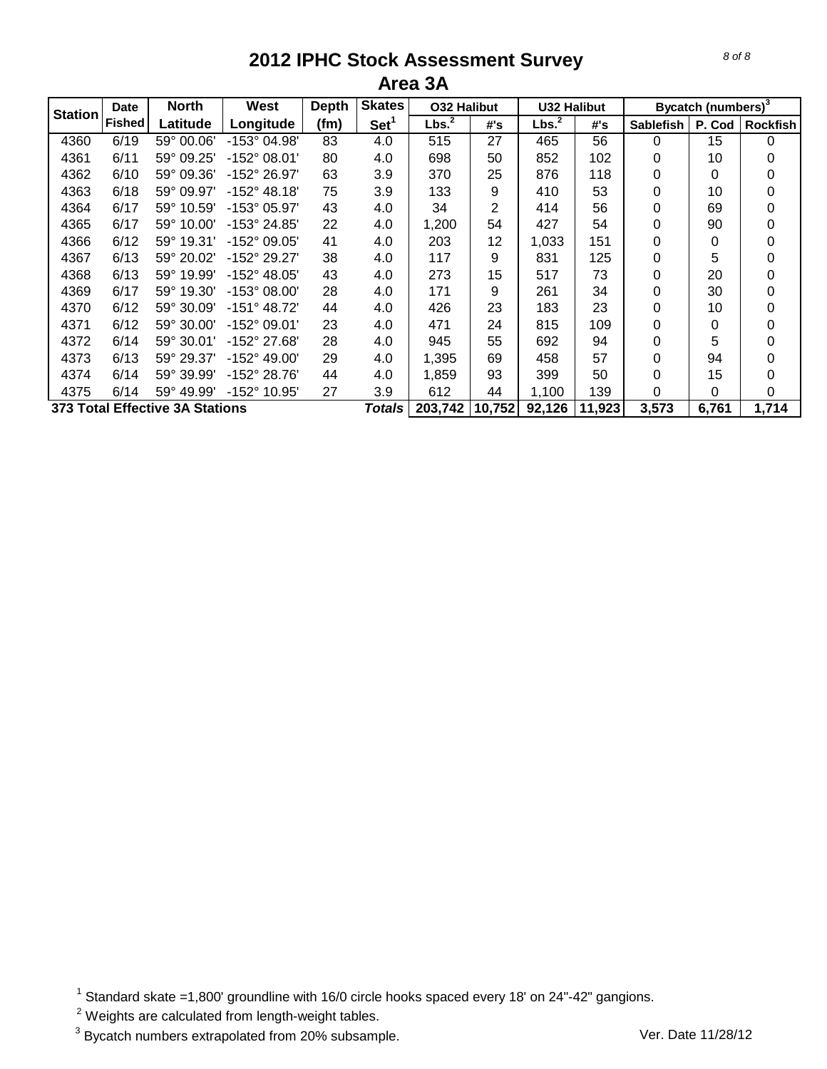# 2012 IPHC Stock Assessment Survey
## Area 3A

| Station | Date Fished | North Latitude | West Longitude | Depth (fm) | Skates Set[1] | O32 Halibut | | U32 Halibut | | Bycatch (numbers)[3] | | |
|---|---|---|---|---|---|---|---|---|---|---|---|---|
| | | | | | | Lbs.[2] | #'s | Lbs.[2] | #'s | Sablefish | P. Cod | Rockfish |
| 4360 | 6/19 | 59° 00.06' | -153° 04.98' | 83 | 4.0 | 515 | 27 | 465 | 56 | 0 | 15 | 0 |
| 4361 | 6/11 | 59° 09.25' | -152° 08.01' | 80 | 4.0 | 698 | 50 | 852 | 102 | 0 | 10 | 0 |
| 4362 | 6/10 | 59° 09.36' | -152° 26.97' | 63 | 3.9 | 370 | 25 | 876 | 118 | 0 | 0 | 0 |
| 4363 | 6/18 | 59° 09.97' | -152° 48.18' | 75 | 3.9 | 133 | 9 | 410 | 53 | 0 | 10 | 0 |
| 4364 | 6/17 | 59° 10.59' | -153° 05.97' | 43 | 4.0 | 34 | 2 | 414 | 56 | 0 | 69 | 0 |
| 4365 | 6/17 | 59° 10.00' | -153° 24.85' | 22 | 4.0 | 1,200 | 54 | 427 | 54 | 0 | 90 | 0 |
| 4366 | 6/12 | 59° 19.31' | -152° 09.05' | 41 | 4.0 | 203 | 12 | 1,033 | 151 | 0 | 0 | 0 |
| 4367 | 6/13 | 59° 20.02' | -152° 29.27' | 38 | 4.0 | 117 | 9 | 831 | 125 | 0 | 5 | 0 |
| 4368 | 6/13 | 59° 19.99' | -152° 48.05' | 43 | 4.0 | 273 | 15 | 517 | 73 | 0 | 20 | 0 |
| 4369 | 6/17 | 59° 19.30' | -153° 08.00' | 28 | 4.0 | 171 | 9 | 261 | 34 | 0 | 30 | 0 |
| 4370 | 6/12 | 59° 30.09' | -151° 48.72' | 44 | 4.0 | 426 | 23 | 183 | 23 | 0 | 10 | 0 |
| 4371 | 6/12 | 59° 30.00' | -152° 09.01' | 23 | 4.0 | 471 | 24 | 815 | 109 | 0 | 0 | 0 |
| 4372 | 6/14 | 59° 30.01' | -152° 27.68' | 28 | 4.0 | 945 | 55 | 692 | 94 | 0 | 5 | 0 |
| 4373 | 6/13 | 59° 29.37' | -152° 49.00' | 29 | 4.0 | 1,395 | 69 | 458 | 57 | 0 | 94 | 0 |
| 4374 | 6/14 | 59° 39.99' | -152° 28.76' | 44 | 4.0 | 1,859 | 93 | 399 | 50 | 0 | 15 | 0 |
| 4375 | 6/14 | 59° 49.99' | -152° 10.95' | 27 | 3.9 | 612 | 44 | 1,100 | 139 | 0 | 0 | 0 |
| **373 Total Effective 3A Stations** | | | | | ***Totals*** | **203,742** | **10,752** | **92,126** | **11,923** | **3,573** | **6,761** | **1,714** |

[1] Standard skate =1,800' groundline with 16/0 circle hooks spaced every 18' on 24"-42" gangions.

[2] Weights are calculated from length-weight tables.

[3] Bycatch numbers extrapolated from 20% subsample.

Ver. Date 11/28/12